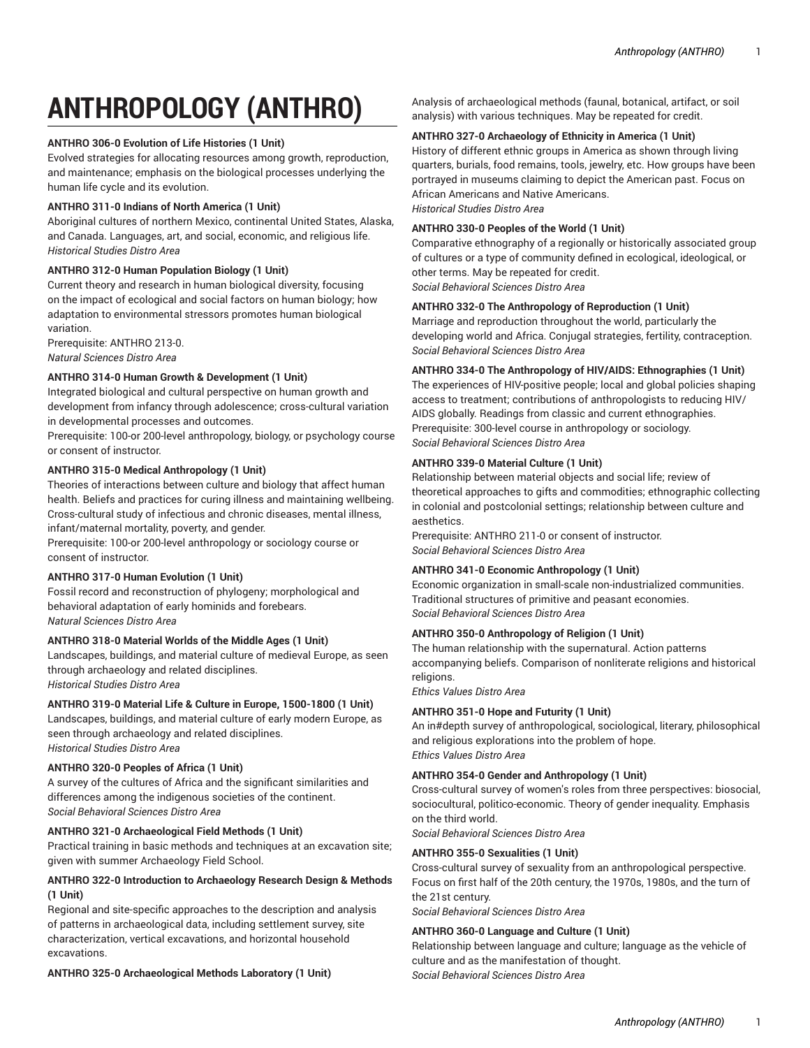# ANTHROPOLOGY (ANTHRO)

**ANTHRO 306-0 Evolution of Life Histories (1 Unit)**
Evolved strategies for allocating resources among growth, reproduction, and maintenance; emphasis on the biological processes underlying the human life cycle and its evolution.

**ANTHRO 311-0 Indians of North America (1 Unit)**
Aboriginal cultures of northern Mexico, continental United States, Alaska, and Canada. Languages, art, and social, economic, and religious life.
*Historical Studies Distro Area*

**ANTHRO 312-0 Human Population Biology (1 Unit)**
Current theory and research in human biological diversity, focusing on the impact of ecological and social factors on human biology; how adaptation to environmental stressors promotes human biological variation.
Prerequisite: ANTHRO 213-0.
*Natural Sciences Distro Area*

**ANTHRO 314-0 Human Growth & Development (1 Unit)**
Integrated biological and cultural perspective on human growth and development from infancy through adolescence; cross-cultural variation in developmental processes and outcomes.
Prerequisite: 100-or 200-level anthropology, biology, or psychology course or consent of instructor.

**ANTHRO 315-0 Medical Anthropology (1 Unit)**
Theories of interactions between culture and biology that affect human health. Beliefs and practices for curing illness and maintaining wellbeing. Cross-cultural study of infectious and chronic diseases, mental illness, infant/maternal mortality, poverty, and gender.
Prerequisite: 100-or 200-level anthropology or sociology course or consent of instructor.

**ANTHRO 317-0 Human Evolution (1 Unit)**
Fossil record and reconstruction of phylogeny; morphological and behavioral adaptation of early hominids and forebears.
*Natural Sciences Distro Area*

**ANTHRO 318-0 Material Worlds of the Middle Ages (1 Unit)**
Landscapes, buildings, and material culture of medieval Europe, as seen through archaeology and related disciplines.
*Historical Studies Distro Area*

**ANTHRO 319-0 Material Life & Culture in Europe, 1500-1800 (1 Unit)**
Landscapes, buildings, and material culture of early modern Europe, as seen through archaeology and related disciplines.
*Historical Studies Distro Area*

**ANTHRO 320-0 Peoples of Africa (1 Unit)**
A survey of the cultures of Africa and the significant similarities and differences among the indigenous societies of the continent.
*Social Behavioral Sciences Distro Area*

**ANTHRO 321-0 Archaeological Field Methods (1 Unit)**
Practical training in basic methods and techniques at an excavation site; given with summer Archaeology Field School.

**ANTHRO 322-0 Introduction to Archaeology Research Design & Methods (1 Unit)**
Regional and site-specific approaches to the description and analysis of patterns in archaeological data, including settlement survey, site characterization, vertical excavations, and horizontal household excavations.

**ANTHRO 325-0 Archaeological Methods Laboratory (1 Unit)**
Analysis of archaeological methods (faunal, botanical, artifact, or soil analysis) with various techniques. May be repeated for credit.

**ANTHRO 327-0 Archaeology of Ethnicity in America (1 Unit)**
History of different ethnic groups in America as shown through living quarters, burials, food remains, tools, jewelry, etc. How groups have been portrayed in museums claiming to depict the American past. Focus on African Americans and Native Americans.
*Historical Studies Distro Area*

**ANTHRO 330-0 Peoples of the World (1 Unit)**
Comparative ethnography of a regionally or historically associated group of cultures or a type of community defined in ecological, ideological, or other terms. May be repeated for credit.
*Social Behavioral Sciences Distro Area*

**ANTHRO 332-0 The Anthropology of Reproduction (1 Unit)**
Marriage and reproduction throughout the world, particularly the developing world and Africa. Conjugal strategies, fertility, contraception.
*Social Behavioral Sciences Distro Area*

**ANTHRO 334-0 The Anthropology of HIV/AIDS: Ethnographies (1 Unit)**
The experiences of HIV-positive people; local and global policies shaping access to treatment; contributions of anthropologists to reducing HIV/AIDS globally. Readings from classic and current ethnographies.
Prerequisite: 300-level course in anthropology or sociology.
*Social Behavioral Sciences Distro Area*

**ANTHRO 339-0 Material Culture (1 Unit)**
Relationship between material objects and social life; review of theoretical approaches to gifts and commodities; ethnographic collecting in colonial and postcolonial settings; relationship between culture and aesthetics.
Prerequisite: ANTHRO 211-0 or consent of instructor.
*Social Behavioral Sciences Distro Area*

**ANTHRO 341-0 Economic Anthropology (1 Unit)**
Economic organization in small-scale non-industrialized communities. Traditional structures of primitive and peasant economies.
*Social Behavioral Sciences Distro Area*

**ANTHRO 350-0 Anthropology of Religion (1 Unit)**
The human relationship with the supernatural. Action patterns accompanying beliefs. Comparison of nonliterate religions and historical religions.
*Ethics Values Distro Area*

**ANTHRO 351-0 Hope and Futurity (1 Unit)**
An in#depth survey of anthropological, sociological, literary, philosophical and religious explorations into the problem of hope.
*Ethics Values Distro Area*

**ANTHRO 354-0 Gender and Anthropology (1 Unit)**
Cross-cultural survey of women's roles from three perspectives: biosocial, sociocultural, politico-economic. Theory of gender inequality. Emphasis on the third world.
*Social Behavioral Sciences Distro Area*

**ANTHRO 355-0 Sexualities (1 Unit)**
Cross-cultural survey of sexuality from an anthropological perspective. Focus on first half of the 20th century, the 1970s, 1980s, and the turn of the 21st century.
*Social Behavioral Sciences Distro Area*

**ANTHRO 360-0 Language and Culture (1 Unit)**
Relationship between language and culture; language as the vehicle of culture and as the manifestation of thought.
*Social Behavioral Sciences Distro Area*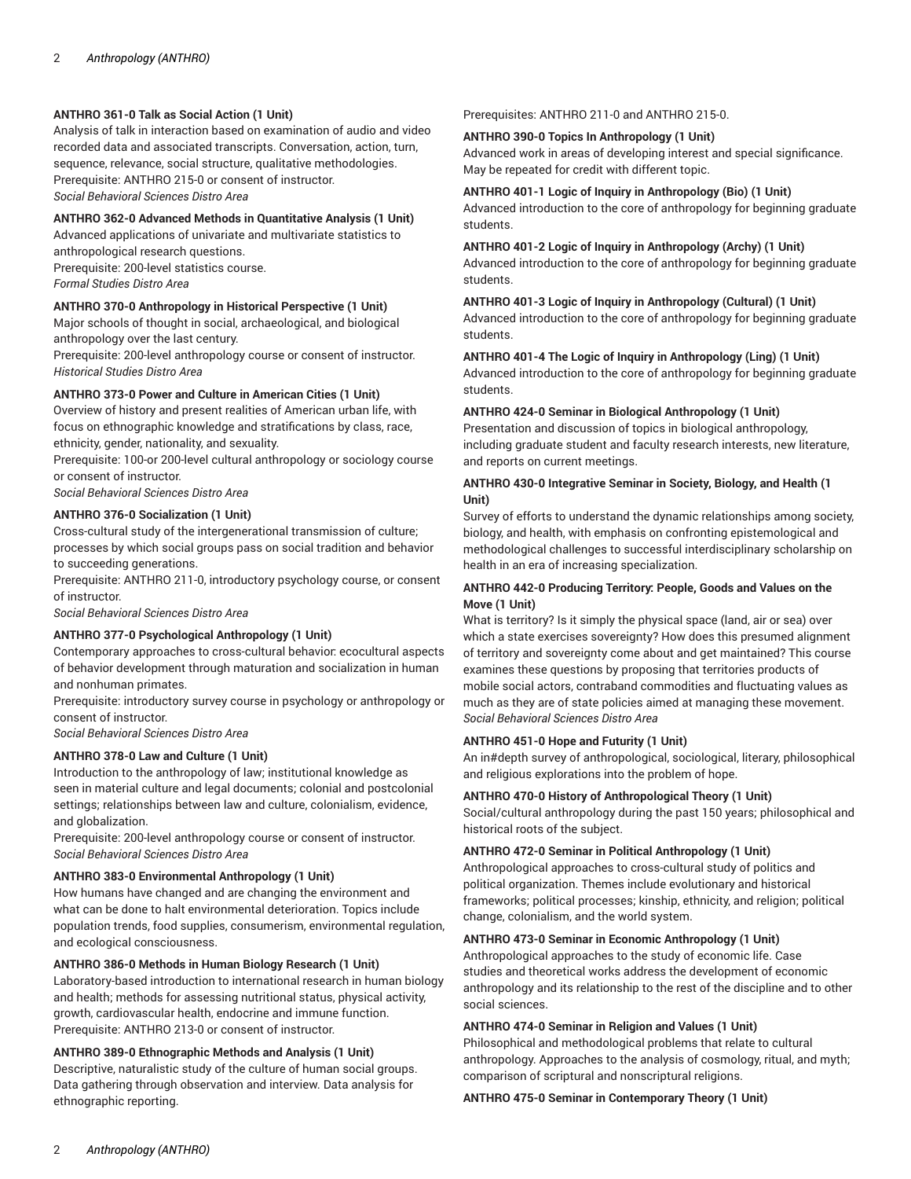**ANTHRO 361-0 Talk as Social Action (1 Unit)**
Analysis of talk in interaction based on examination of audio and video recorded data and associated transcripts. Conversation, action, turn, sequence, relevance, social structure, qualitative methodologies.
Prerequisite: ANTHRO 215-0 or consent of instructor.
*Social Behavioral Sciences Distro Area*

**ANTHRO 362-0 Advanced Methods in Quantitative Analysis (1 Unit)**
Advanced applications of univariate and multivariate statistics to anthropological research questions.
Prerequisite: 200-level statistics course.
*Formal Studies Distro Area*

**ANTHRO 370-0 Anthropology in Historical Perspective (1 Unit)**
Major schools of thought in social, archaeological, and biological anthropology over the last century.
Prerequisite: 200-level anthropology course or consent of instructor.
*Historical Studies Distro Area*

**ANTHRO 373-0 Power and Culture in American Cities (1 Unit)**
Overview of history and present realities of American urban life, with focus on ethnographic knowledge and stratifications by class, race, ethnicity, gender, nationality, and sexuality.
Prerequisite: 100-or 200-level cultural anthropology or sociology course or consent of instructor.
*Social Behavioral Sciences Distro Area*

**ANTHRO 376-0 Socialization (1 Unit)**
Cross-cultural study of the intergenerational transmission of culture; processes by which social groups pass on social tradition and behavior to succeeding generations.
Prerequisite: ANTHRO 211-0, introductory psychology course, or consent of instructor.
*Social Behavioral Sciences Distro Area*

**ANTHRO 377-0 Psychological Anthropology (1 Unit)**
Contemporary approaches to cross-cultural behavior: ecocultural aspects of behavior development through maturation and socialization in human and nonhuman primates.
Prerequisite: introductory survey course in psychology or anthropology or consent of instructor.
*Social Behavioral Sciences Distro Area*

**ANTHRO 378-0 Law and Culture (1 Unit)**
Introduction to the anthropology of law; institutional knowledge as seen in material culture and legal documents; colonial and postcolonial settings; relationships between law and culture, colonialism, evidence, and globalization.
Prerequisite: 200-level anthropology course or consent of instructor.
*Social Behavioral Sciences Distro Area*

**ANTHRO 383-0 Environmental Anthropology (1 Unit)**
How humans have changed and are changing the environment and what can be done to halt environmental deterioration. Topics include population trends, food supplies, consumerism, environmental regulation, and ecological consciousness.

**ANTHRO 386-0 Methods in Human Biology Research (1 Unit)**
Laboratory-based introduction to international research in human biology and health; methods for assessing nutritional status, physical activity, growth, cardiovascular health, endocrine and immune function.
Prerequisite: ANTHRO 213-0 or consent of instructor.

**ANTHRO 389-0 Ethnographic Methods and Analysis (1 Unit)**
Descriptive, naturalistic study of the culture of human social groups. Data gathering through observation and interview. Data analysis for ethnographic reporting.
Prerequisites: ANTHRO 211-0 and ANTHRO 215-0.

**ANTHRO 390-0 Topics In Anthropology (1 Unit)**
Advanced work in areas of developing interest and special significance. May be repeated for credit with different topic.

**ANTHRO 401-1 Logic of Inquiry in Anthropology (Bio) (1 Unit)**
Advanced introduction to the core of anthropology for beginning graduate students.

**ANTHRO 401-2 Logic of Inquiry in Anthropology (Archy) (1 Unit)**
Advanced introduction to the core of anthropology for beginning graduate students.

**ANTHRO 401-3 Logic of Inquiry in Anthropology (Cultural) (1 Unit)**
Advanced introduction to the core of anthropology for beginning graduate students.

**ANTHRO 401-4 The Logic of Inquiry in Anthropology (Ling) (1 Unit)**
Advanced introduction to the core of anthropology for beginning graduate students.

**ANTHRO 424-0 Seminar in Biological Anthropology (1 Unit)**
Presentation and discussion of topics in biological anthropology, including graduate student and faculty research interests, new literature, and reports on current meetings.

**ANTHRO 430-0 Integrative Seminar in Society, Biology, and Health (1 Unit)**
Survey of efforts to understand the dynamic relationships among society, biology, and health, with emphasis on confronting epistemological and methodological challenges to successful interdisciplinary scholarship on health in an era of increasing specialization.

**ANTHRO 442-0 Producing Territory: People, Goods and Values on the Move (1 Unit)**
What is territory? Is it simply the physical space (land, air or sea) over which a state exercises sovereignty? How does this presumed alignment of territory and sovereignty come about and get maintained? This course examines these questions by proposing that territories products of mobile social actors, contraband commodities and fluctuating values as much as they are of state policies aimed at managing these movement.
*Social Behavioral Sciences Distro Area*

**ANTHRO 451-0 Hope and Futurity (1 Unit)**
An in#depth survey of anthropological, sociological, literary, philosophical and religious explorations into the problem of hope.

**ANTHRO 470-0 History of Anthropological Theory (1 Unit)**
Social/cultural anthropology during the past 150 years; philosophical and historical roots of the subject.

**ANTHRO 472-0 Seminar in Political Anthropology (1 Unit)**
Anthropological approaches to cross-cultural study of politics and political organization. Themes include evolutionary and historical frameworks; political processes; kinship, ethnicity, and religion; political change, colonialism, and the world system.

**ANTHRO 473-0 Seminar in Economic Anthropology (1 Unit)**
Anthropological approaches to the study of economic life. Case studies and theoretical works address the development of economic anthropology and its relationship to the rest of the discipline and to other social sciences.

**ANTHRO 474-0 Seminar in Religion and Values (1 Unit)**
Philosophical and methodological problems that relate to cultural anthropology. Approaches to the analysis of cosmology, ritual, and myth; comparison of scriptural and nonscriptural religions.

**ANTHRO 475-0 Seminar in Contemporary Theory (1 Unit)**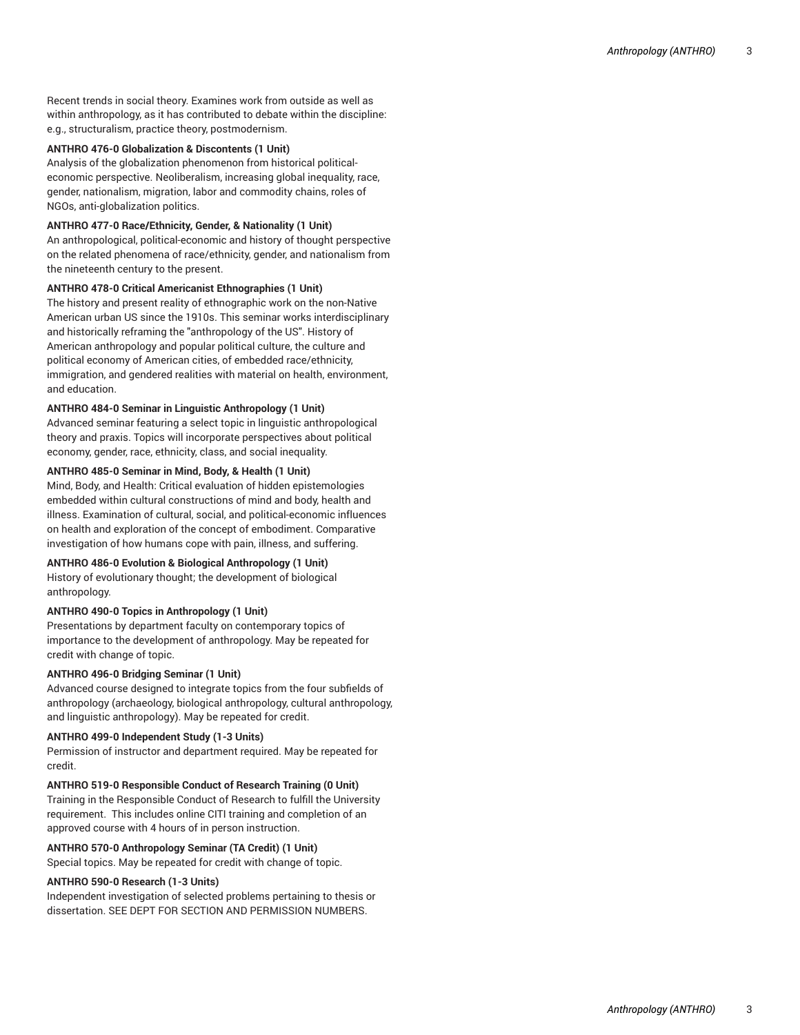Recent trends in social theory. Examines work from outside as well as within anthropology, as it has contributed to debate within the discipline: e.g., structuralism, practice theory, postmodernism.

**ANTHRO 476-0 Globalization & Discontents (1 Unit)**
Analysis of the globalization phenomenon from historical political-economic perspective. Neoliberalism, increasing global inequality, race, gender, nationalism, migration, labor and commodity chains, roles of NGOs, anti-globalization politics.

**ANTHRO 477-0 Race/Ethnicity, Gender, & Nationality (1 Unit)**
An anthropological, political-economic and history of thought perspective on the related phenomena of race/ethnicity, gender, and nationalism from the nineteenth century to the present.

**ANTHRO 478-0 Critical Americanist Ethnographies (1 Unit)**
The history and present reality of ethnographic work on the non-Native American urban US since the 1910s. This seminar works interdisciplinary and historically reframing the "anthropology of the US". History of American anthropology and popular political culture, the culture and political economy of American cities, of embedded race/ethnicity, immigration, and gendered realities with material on health, environment, and education.

**ANTHRO 484-0 Seminar in Linguistic Anthropology (1 Unit)**
Advanced seminar featuring a select topic in linguistic anthropological theory and praxis. Topics will incorporate perspectives about political economy, gender, race, ethnicity, class, and social inequality.

**ANTHRO 485-0 Seminar in Mind, Body, & Health (1 Unit)**
Mind, Body, and Health: Critical evaluation of hidden epistemologies embedded within cultural constructions of mind and body, health and illness. Examination of cultural, social, and political-economic influences on health and exploration of the concept of embodiment. Comparative investigation of how humans cope with pain, illness, and suffering.

**ANTHRO 486-0 Evolution & Biological Anthropology (1 Unit)**
History of evolutionary thought; the development of biological anthropology.

**ANTHRO 490-0 Topics in Anthropology (1 Unit)**
Presentations by department faculty on contemporary topics of importance to the development of anthropology. May be repeated for credit with change of topic.

**ANTHRO 496-0 Bridging Seminar (1 Unit)**
Advanced course designed to integrate topics from the four subfields of anthropology (archaeology, biological anthropology, cultural anthropology, and linguistic anthropology). May be repeated for credit.

**ANTHRO 499-0 Independent Study (1-3 Units)**
Permission of instructor and department required. May be repeated for credit.

**ANTHRO 519-0 Responsible Conduct of Research Training (0 Unit)**
Training in the Responsible Conduct of Research to fulfill the University requirement. This includes online CITI training and completion of an approved course with 4 hours of in person instruction.

**ANTHRO 570-0 Anthropology Seminar (TA Credit) (1 Unit)**
Special topics. May be repeated for credit with change of topic.

**ANTHRO 590-0 Research (1-3 Units)**
Independent investigation of selected problems pertaining to thesis or dissertation. SEE DEPT FOR SECTION AND PERMISSION NUMBERS.